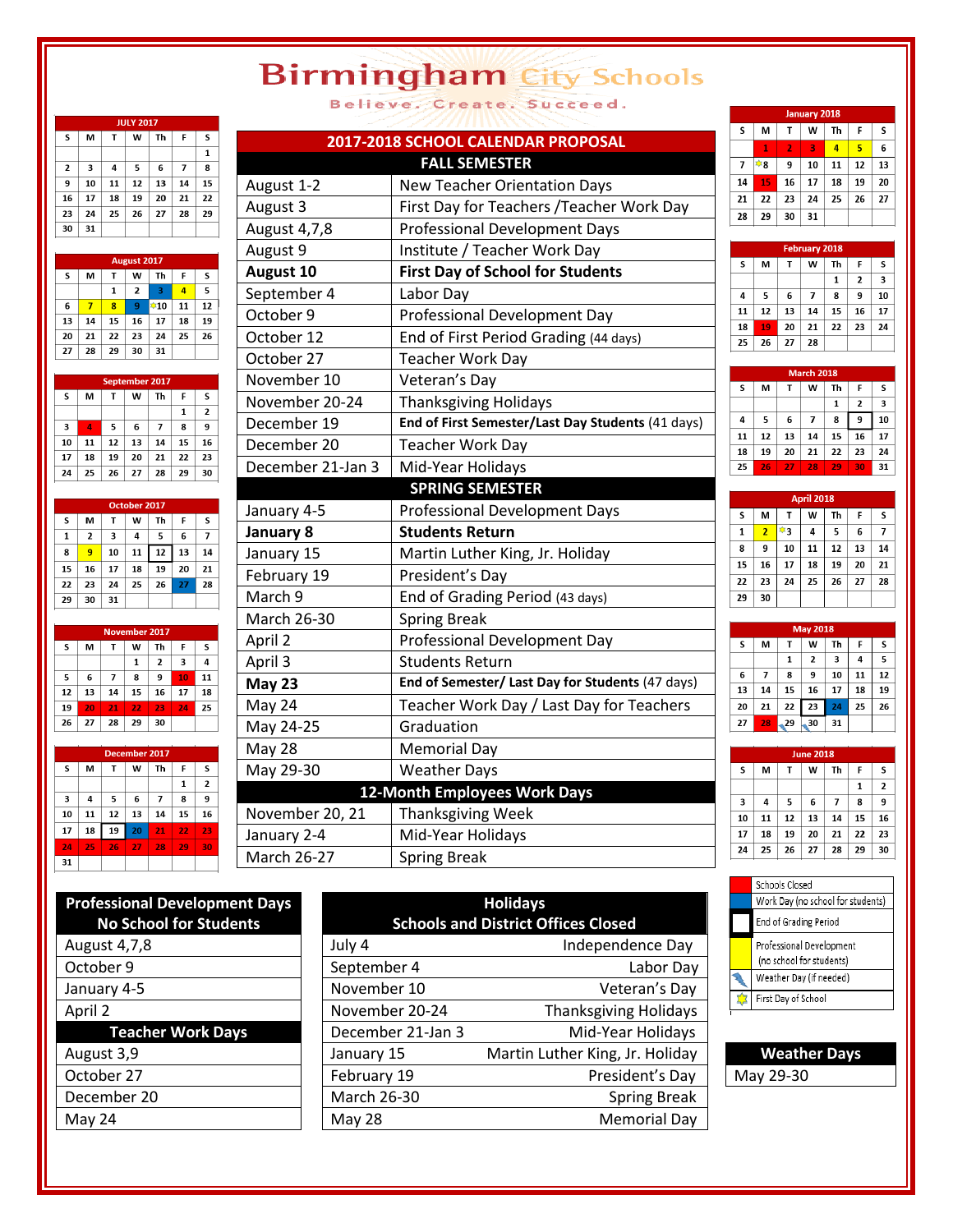# Birmingham City Schools

Believe. Create. Succeed.

## 2017-2018 SCHOOL CALENDAR PROPOSAL

| FALL SEMESTER | |
|---|---|
| August 1-2 | New Teacher Orientation Days |
| August 3 | First Day for Teachers /Teacher Work Day |
| August 4,7,8 | Professional Development Days |
| August 9 | Institute / Teacher Work Day |
| **August 10** | **First Day of School for Students** |
| September 4 | Labor Day |
| October 9 | Professional Development Day |
| October 12 | End of First Period Grading (44 days) |
| October 27 | Teacher Work Day |
| November 10 | Veteran's Day |
| November 20-24 | Thanksgiving Holidays |
| December 19 | **End of First Semester/Last Day Students** (41 days) |
| December 20 | Teacher Work Day |
| December 21-Jan 3 | Mid-Year Holidays |
| **SPRING SEMESTER** | |
| January 4-5 | Professional Development Days |
| **January 8** | **Students Return** |
| January 15 | Martin Luther King, Jr. Holiday |
| February 19 | President's Day |
| March 9 | End of Grading Period (43 days) |
| March 26-30 | Spring Break |
| April 2 | Professional Development Day |
| April 3 | Students Return |
| **May 23** | **End of Semester/ Last Day for Students** (47 days) |
| May 24 | Teacher Work Day / Last Day for Teachers |
| May 24-25 | Graduation |
| May 28 | Memorial Day |
| May 29-30 | Weather Days |
| **12-Month Employees Work Days** | |
| November 20, 21 | Thanksgiving Week |
| January 2-4 | Mid-Year Holidays |
| March 26-27 | Spring Break |

### JULY 2017

| S | M | T | W | Th | F | S |
|---|---|---|---|---|---|---|
| | | | | | | 1 |
| 2 | 3 | 4 | 5 | 6 | 7 | 8 |
| 9 | 10 | 11 | 12 | 13 | 14 | 15 |
| 16 | 17 | 18 | 19 | 20 | 21 | 22 |
| 23 | 24 | 25 | 26 | 27 | 28 | 29 |
| 30 | 31 | | | | | |

### August 2017

| S | M | T | W | Th | F | S |
|---|---|---|---|---|---|---|
| | | 1 | 2 | 3 | 4 | 5 |
| 6 | 7 | 8 | 9 | 10 | 11 | 12 |
| 13 | 14 | 15 | 16 | 17 | 18 | 19 |
| 20 | 21 | 22 | 23 | 24 | 25 | 26 |
| 27 | 28 | 29 | 30 | 31 | | |

### September 2017

| S | M | T | W | Th | F | S |
|---|---|---|---|---|---|---|
| | | | | | 1 | 2 |
| 3 | 4 | 5 | 6 | 7 | 8 | 9 |
| 10 | 11 | 12 | 13 | 14 | 15 | 16 |
| 17 | 18 | 19 | 20 | 21 | 22 | 23 |
| 24 | 25 | 26 | 27 | 28 | 29 | 30 |

### October 2017

| S | M | T | W | Th | F | S |
|---|---|---|---|---|---|---|
| 1 | 2 | 3 | 4 | 5 | 6 | 7 |
| 8 | 9 | 10 | 11 | 12 | 13 | 14 |
| 15 | 16 | 17 | 18 | 19 | 20 | 21 |
| 22 | 23 | 24 | 25 | 26 | 27 | 28 |
| 29 | 30 | 31 | | | | |

### November 2017

| S | M | T | W | Th | F | S |
|---|---|---|---|---|---|---|
| | | | 1 | 2 | 3 | 4 |
| 5 | 6 | 7 | 8 | 9 | 10 | 11 |
| 12 | 13 | 14 | 15 | 16 | 17 | 18 |
| 19 | 20 | 21 | 22 | 23 | 24 | 25 |
| 26 | 27 | 28 | 29 | 30 | | |

### December 2017

| S | M | T | W | Th | F | S |
|---|---|---|---|---|---|---|
| | | | | | 1 | 2 |
| 3 | 4 | 5 | 6 | 7 | 8 | 9 |
| 10 | 11 | 12 | 13 | 14 | 15 | 16 |
| 17 | 18 | 19 | 20 | 21 | 22 | 23 |
| 24 | 25 | 26 | 27 | 28 | 29 | 30 |
| 31 | | | | | | |

### January 2018

| S | M | T | W | Th | F | S |
|---|---|---|---|---|---|---|
| | 1 | 2 | 3 | 4 | 5 | 6 |
| 7 | 8 | 9 | 10 | 11 | 12 | 13 |
| 14 | 15 | 16 | 17 | 18 | 19 | 20 |
| 21 | 22 | 23 | 24 | 25 | 26 | 27 |
| 28 | 29 | 30 | 31 | | | |

### February 2018

| S | M | T | W | Th | F | S |
|---|---|---|---|---|---|---|
| | | | | 1 | 2 | 3 |
| 4 | 5 | 6 | 7 | 8 | 9 | 10 |
| 11 | 12 | 13 | 14 | 15 | 16 | 17 |
| 18 | 19 | 20 | 21 | 22 | 23 | 24 |
| 25 | 26 | 27 | 28 | | | |

### March 2018

| S | M | T | W | Th | F | S |
|---|---|---|---|---|---|---|
| | | | | 1 | 2 | 3 |
| 4 | 5 | 6 | 7 | 8 | 9 | 10 |
| 11 | 12 | 13 | 14 | 15 | 16 | 17 |
| 18 | 19 | 20 | 21 | 22 | 23 | 24 |
| 25 | 26 | 27 | 28 | 29 | 30 | 31 |

### April 2018

| S | M | T | W | Th | F | S |
|---|---|---|---|---|---|---|
| 1 | 2 | 3 | 4 | 5 | 6 | 7 |
| 8 | 9 | 10 | 11 | 12 | 13 | 14 |
| 15 | 16 | 17 | 18 | 19 | 20 | 21 |
| 22 | 23 | 24 | 25 | 26 | 27 | 28 |
| 29 | 30 | | | | | |

### May 2018

| S | M | T | W | Th | F | S |
|---|---|---|---|---|---|---|
| | | 1 | 2 | 3 | 4 | 5 |
| 6 | 7 | 8 | 9 | 10 | 11 | 12 |
| 13 | 14 | 15 | 16 | 17 | 18 | 19 |
| 20 | 21 | 22 | 23 | 24 | 25 | 26 |
| 27 | 28 | 29 | 30 | 31 | | |

### June 2018

| S | M | T | W | Th | F | S |
|---|---|---|---|---|---|---|
| | | | | | 1 | 2 |
| 3 | 4 | 5 | 6 | 7 | 8 | 9 |
| 10 | 11 | 12 | 13 | 14 | 15 | 16 |
| 17 | 18 | 19 | 20 | 21 | 22 | 23 |
| 24 | 25 | 26 | 27 | 28 | 29 | 30 |

### Legend

- Schools Closed (red)
- Work Day (no school for students) (blue)
- End of Grading Period (boxed)
- Professional Development (no school for students) (yellow)
- Weather Day (if needed)
- First Day of School

| Professional Development Days No School for Students |
|---|
| August 4,7,8 |
| October 9 |
| January 4-5 |
| April 2 |
| **Teacher Work Days** |
| August 3,9 |
| October 27 |
| December 20 |
| May 24 |

| Holidays Schools and District Offices Closed | |
|---|---|
| July 4 | Independence Day |
| September 4 | Labor Day |
| November 10 | Veteran's Day |
| November 20-24 | Thanksgiving Holidays |
| December 21-Jan 3 | Mid-Year Holidays |
| January 15 | Martin Luther King, Jr. Holiday |
| February 19 | President's Day |
| March 26-30 | Spring Break |
| May 28 | Memorial Day |

| Weather Days |
|---|
| May 29-30 |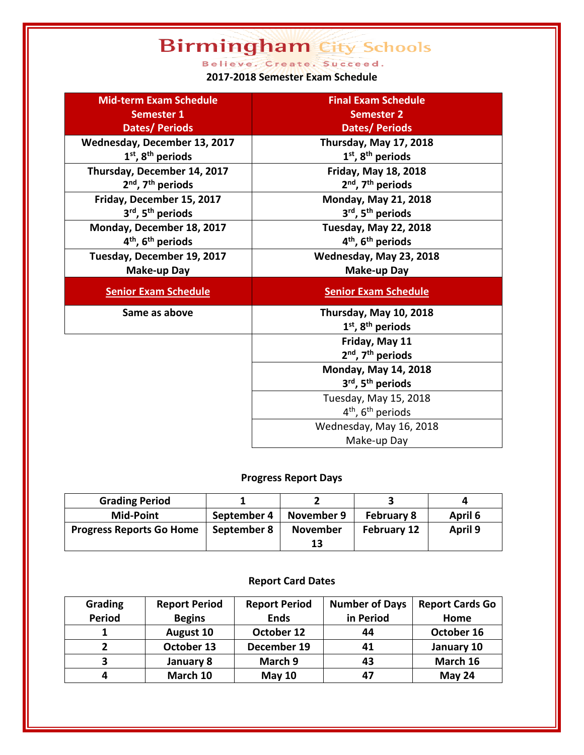# Birmingham City Schools

Believe. Create. Succeed.

**2017-2018 Semester Exam Schedule**

| Mid-term Exam Schedule<br>Semester 1<br>Dates/ Periods | Final Exam Schedule<br>Semester 2<br>Dates/ Periods |
|---|---|
| **Wednesday, December 13, 2017**<br>**1st, 8th periods** | **Thursday, May 17, 2018**<br>**1st, 8th periods** |
| **Thursday, December 14, 2017**<br>**2nd, 7th periods** | **Friday, May 18, 2018**<br>**2nd, 7th periods** |
| **Friday, December 15, 2017**<br>**3rd, 5th periods** | **Monday, May 21, 2018**<br>**3rd, 5th periods** |
| **Monday, December 18, 2017**<br>**4th, 6th periods** | **Tuesday, May 22, 2018**<br>**4th, 6th periods** |
| **Tuesday, December 19, 2017**<br>**Make-up Day** | **Wednesday, May 23, 2018**<br>**Make-up Day** |
| **Senior Exam Schedule** | **Senior Exam Schedule** |
| **Same as above** | **Thursday, May 10, 2018**<br>**1st, 8th periods** |
| | **Friday, May 11**<br>**2nd, 7th periods** |
| | **Monday, May 14, 2018**<br>**3rd, 5th periods** |
| | Tuesday, May 15, 2018<br>4th, 6th periods |
| | Wednesday, May 16, 2018<br>Make-up Day |

**Progress Report Days**

| Grading Period | 1 | 2 | 3 | 4 |
|---|---|---|---|---|
| Mid-Point | September 4 | November 9 | February 8 | April 6 |
| Progress Reports Go Home | September 8 | November 13 | February 12 | April 9 |

**Report Card Dates**

| Grading Period | Report Period Begins | Report Period Ends | Number of Days in Period | Report Cards Go Home |
|---|---|---|---|---|
| 1 | August 10 | October 12 | 44 | October 16 |
| 2 | October 13 | December 19 | 41 | January 10 |
| 3 | January 8 | March 9 | 43 | March 16 |
| 4 | March 10 | May 10 | 47 | May 24 |